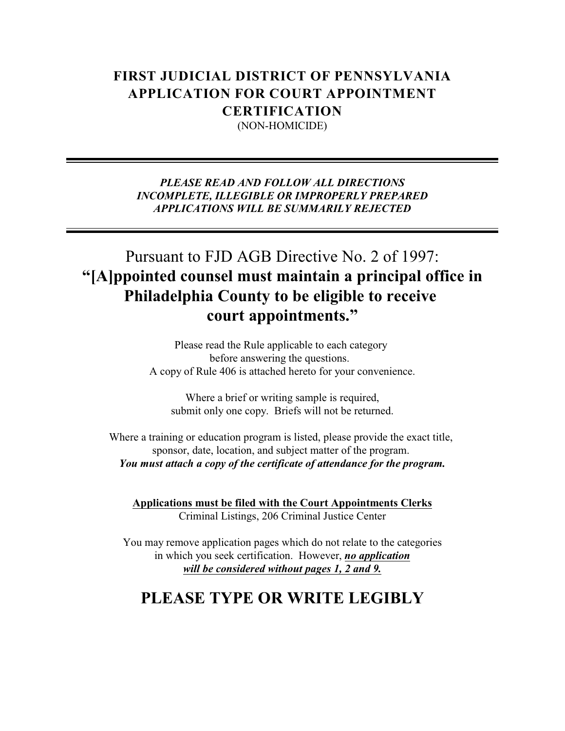# FIRST JUDICIAL DISTRICT OF PENNSYLVANIA
# APPLICATION FOR COURT APPOINTMENT CERTIFICATION

(NON-HOMICIDE)

---

***PLEASE READ AND FOLLOW ALL DIRECTIONS***
***INCOMPLETE, ILLEGIBLE OR IMPROPERLY PREPARED APPLICATIONS WILL BE SUMMARILY REJECTED***

---

## Pursuant to FJD AGB Directive No. 2 of 1997:
## **"[A]ppointed counsel must maintain a principal office in Philadelphia County to be eligible to receive court appointments."**

Please read the Rule applicable to each category before answering the questions.
A copy of Rule 406 is attached hereto for your convenience.

Where a brief or writing sample is required, submit only one copy. Briefs will not be returned.

Where a training or education program is listed, please provide the exact title, sponsor, date, location, and subject matter of the program.
***You must attach a copy of the certificate of attendance for the program.***

**Applications must be filed with the Court Appointments Clerks**
Criminal Listings, 206 Criminal Justice Center

You may remove application pages which do not relate to the categories in which you seek certification. However, ***no application will be considered without pages 1, 2 and 9.***

## PLEASE TYPE OR WRITE LEGIBLY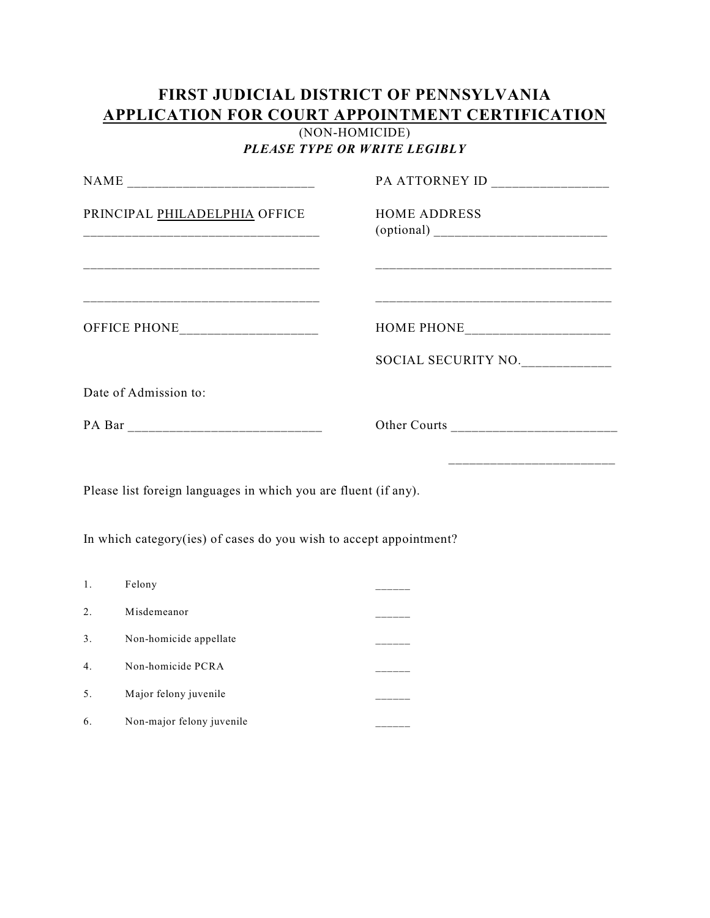# FIRST JUDICIAL DISTRICT OF PENNSYLVANIA

## APPLICATION FOR COURT APPOINTMENT CERTIFICATION

(NON-HOMICIDE)

***PLEASE TYPE OR WRITE LEGIBLY***

NAME ___________________________

PA ATTORNEY ID _________________

PRINCIPAL PHILADELPHIA OFFICE

___________________________________

___________________________________

___________________________________

HOME ADDRESS
(optional) __________________________

___________________________________

___________________________________

OFFICE PHONE____________________

HOME PHONE_____________________

SOCIAL SECURITY NO._____________

Date of Admission to:

PA Bar _____________________________

Other Courts _________________________

_________________________

Please list foreign languages in which you are fluent (if any).

In which category(ies) of cases do you wish to accept appointment?

1. Felony ______
2. Misdemeanor ______
3. Non-homicide appellate ______
4. Non-homicide PCRA ______
5. Major felony juvenile ______
6. Non-major felony juvenile ______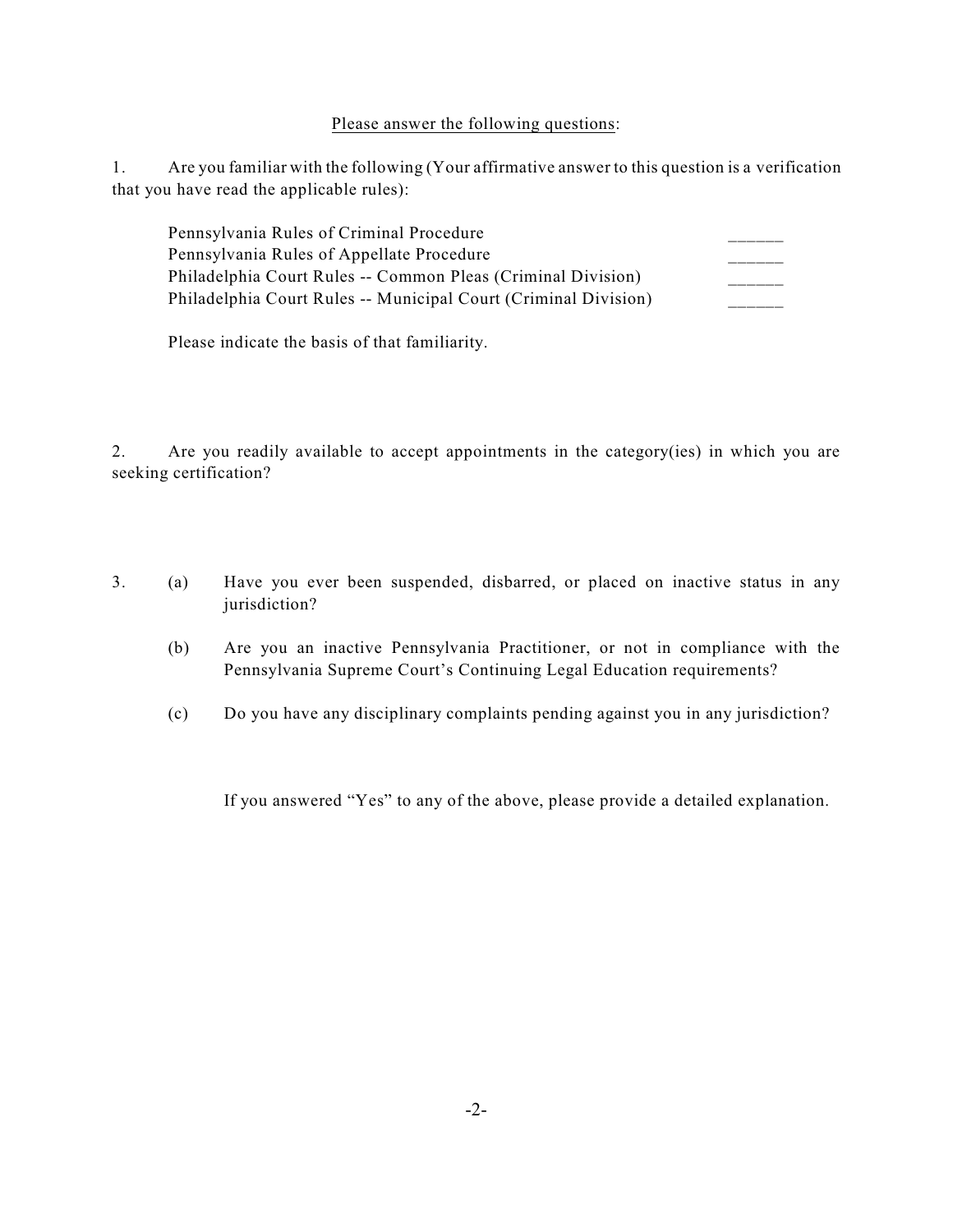Please answer the following questions:

1. Are you familiar with the following (Your affirmative answer to this question is a verification that you have read the applicable rules):

| | |
|---|---|
| Pennsylvania Rules of Criminal Procedure | ______ |
| Pennsylvania Rules of Appellate Procedure | ______ |
| Philadelphia Court Rules -- Common Pleas (Criminal Division) | ______ |
| Philadelphia Court Rules -- Municipal Court (Criminal Division) | ______ |

Please indicate the basis of that familiarity.

2. Are you readily available to accept appointments in the category(ies) in which you are seeking certification?

3. (a) Have you ever been suspended, disbarred, or placed on inactive status in any jurisdiction?

(b) Are you an inactive Pennsylvania Practitioner, or not in compliance with the Pennsylvania Supreme Court's Continuing Legal Education requirements?

(c) Do you have any disciplinary complaints pending against you in any jurisdiction?

If you answered "Yes" to any of the above, please provide a detailed explanation.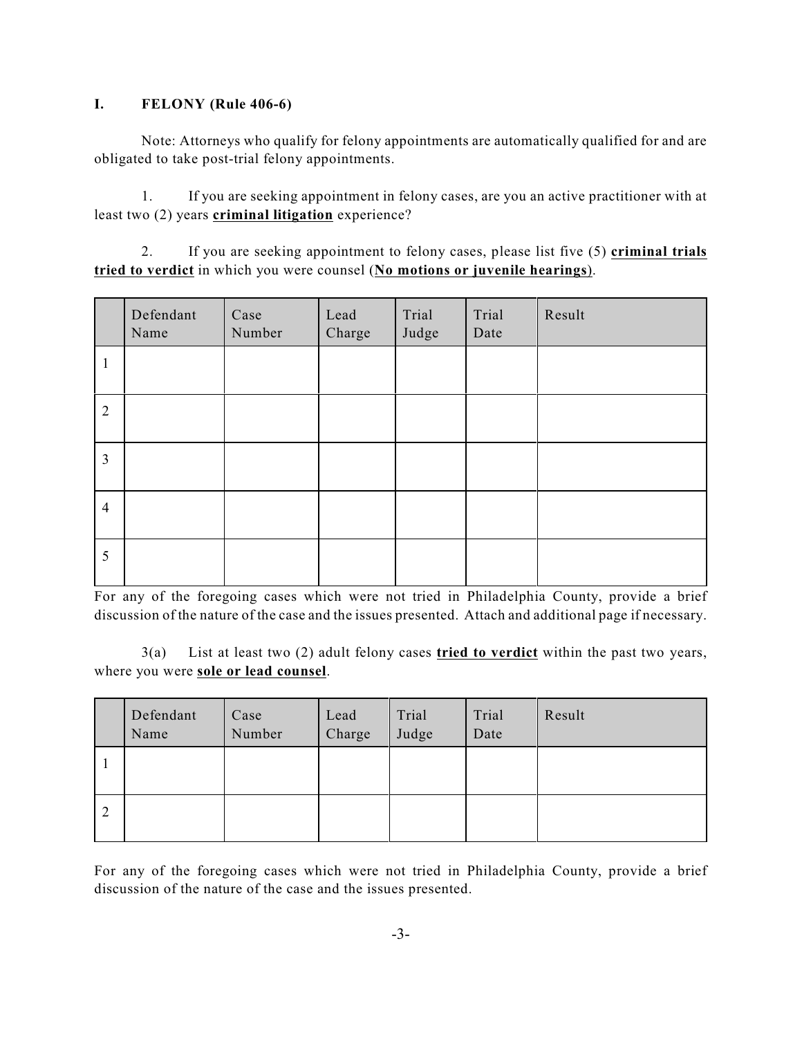## I. FELONY (Rule 406-6)

Note: Attorneys who qualify for felony appointments are automatically qualified for and are obligated to take post-trial felony appointments.

1. If you are seeking appointment in felony cases, are you an active practitioner with at least two (2) years **criminal litigation** experience?

2. If you are seeking appointment to felony cases, please list five (5) **criminal trials tried to verdict** in which you were counsel (**No motions or juvenile hearings**).

| | Defendant Name | Case Number | Lead Charge | Trial Judge | Trial Date | Result |
|---|---|---|---|---|---|---|
| 1 | | | | | | |
| 2 | | | | | | |
| 3 | | | | | | |
| 4 | | | | | | |
| 5 | | | | | | |

For any of the foregoing cases which were not tried in Philadelphia County, provide a brief discussion of the nature of the case and the issues presented. Attach and additional page if necessary.

3(a) List at least two (2) adult felony cases **tried to verdict** within the past two years, where you were **sole or lead counsel**.

| | Defendant Name | Case Number | Lead Charge | Trial Judge | Trial Date | Result |
|---|---|---|---|---|---|---|
| 1 | | | | | | |
| 2 | | | | | | |

For any of the foregoing cases which were not tried in Philadelphia County, provide a brief discussion of the nature of the case and the issues presented.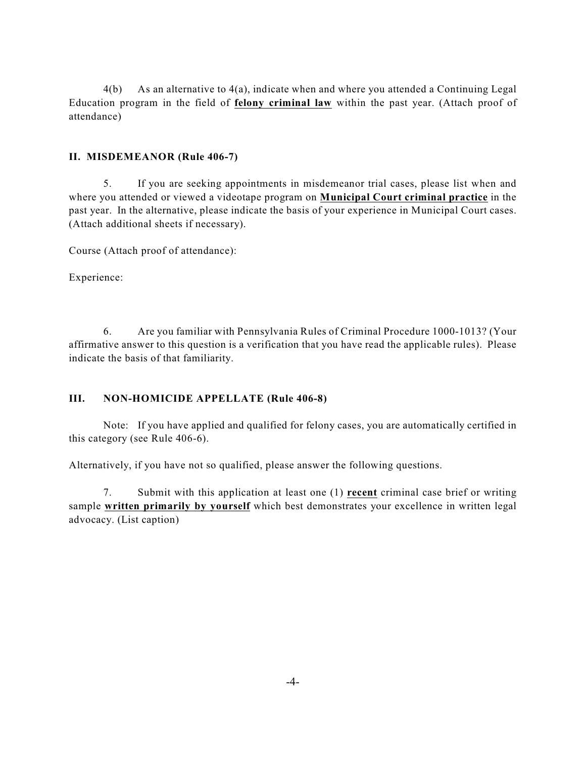4(b) As an alternative to 4(a), indicate when and where you attended a Continuing Legal Education program in the field of **felony criminal law** within the past year. (Attach proof of attendance)

## II. MISDEMEANOR (Rule 406-7)

5. If you are seeking appointments in misdemeanor trial cases, please list when and where you attended or viewed a videotape program on **Municipal Court criminal practice** in the past year. In the alternative, please indicate the basis of your experience in Municipal Court cases. (Attach additional sheets if necessary).

Course (Attach proof of attendance):

Experience:

6. Are you familiar with Pennsylvania Rules of Criminal Procedure 1000-1013? (Your affirmative answer to this question is a verification that you have read the applicable rules). Please indicate the basis of that familiarity.

## III. NON-HOMICIDE APPELLATE (Rule 406-8)

Note: If you have applied and qualified for felony cases, you are automatically certified in this category (see Rule 406-6).

Alternatively, if you have not so qualified, please answer the following questions.

7. Submit with this application at least one (1) **recent** criminal case brief or writing sample **written primarily by yourself** which best demonstrates your excellence in written legal advocacy. (List caption)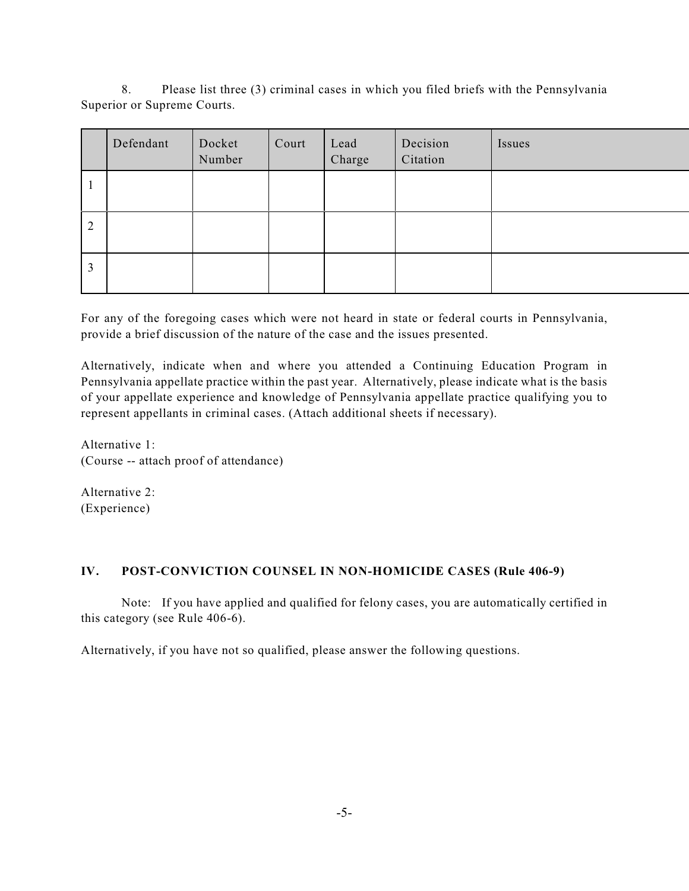8. Please list three (3) criminal cases in which you filed briefs with the Pennsylvania Superior or Supreme Courts.

| | Defendant | Docket Number | Court | Lead Charge | Decision Citation | Issues |
|---|---|---|---|---|---|---|
| 1 | | | | | | |
| 2 | | | | | | |
| 3 | | | | | | |

For any of the foregoing cases which were not heard in state or federal courts in Pennsylvania, provide a brief discussion of the nature of the case and the issues presented.

Alternatively, indicate when and where you attended a Continuing Education Program in Pennsylvania appellate practice within the past year. Alternatively, please indicate what is the basis of your appellate experience and knowledge of Pennsylvania appellate practice qualifying you to represent appellants in criminal cases. (Attach additional sheets if necessary).

Alternative 1:
(Course -- attach proof of attendance)

Alternative 2:
(Experience)

## IV. POST-CONVICTION COUNSEL IN NON-HOMICIDE CASES (Rule 406-9)

Note: If you have applied and qualified for felony cases, you are automatically certified in this category (see Rule 406-6).

Alternatively, if you have not so qualified, please answer the following questions.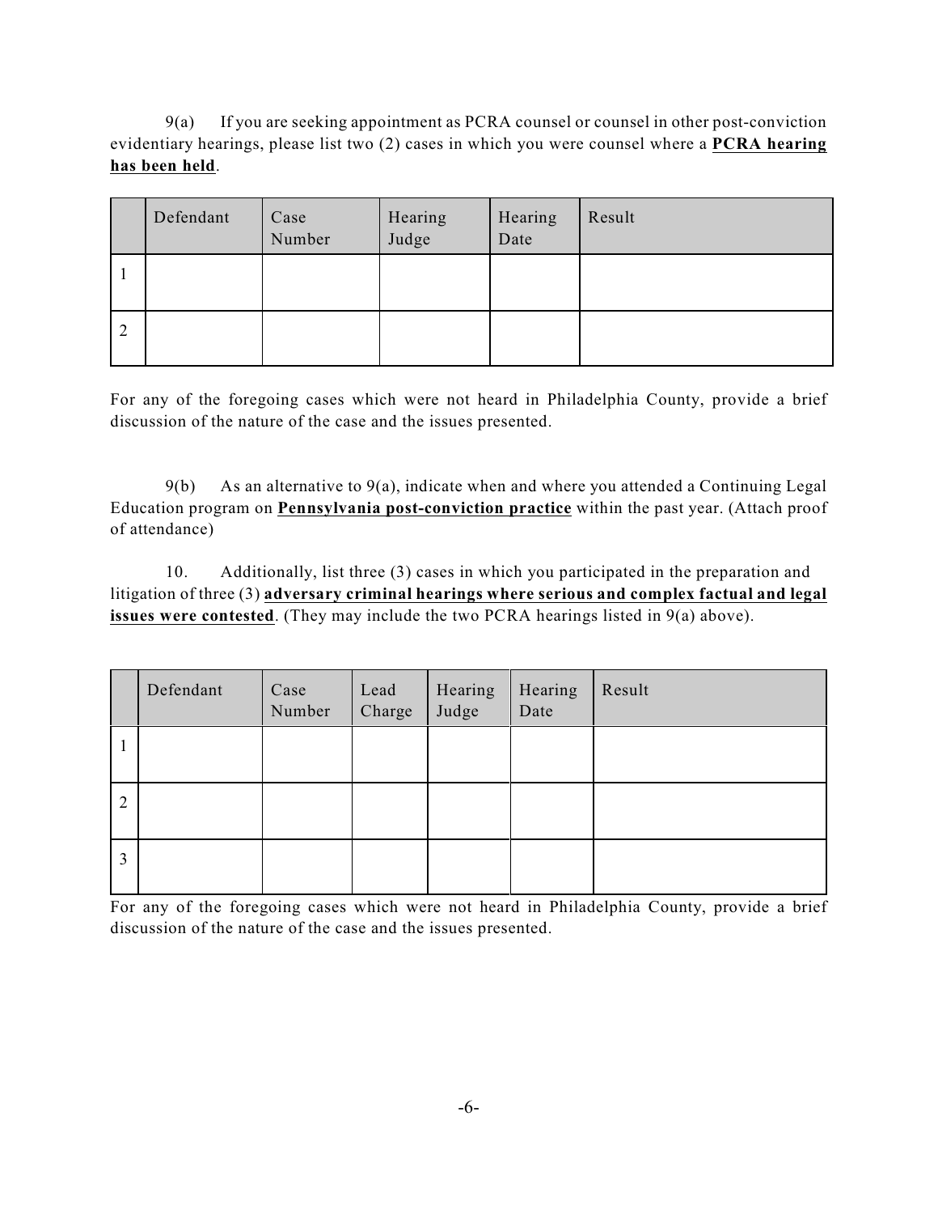9(a) If you are seeking appointment as PCRA counsel or counsel in other post-conviction evidentiary hearings, please list two (2) cases in which you were counsel where a **PCRA hearing has been held**.

| | Defendant | Case Number | Hearing Judge | Hearing Date | Result |
|---|---|---|---|---|---|
| 1 | | | | | |
| 2 | | | | | |

For any of the foregoing cases which were not heard in Philadelphia County, provide a brief discussion of the nature of the case and the issues presented.

9(b) As an alternative to 9(a), indicate when and where you attended a Continuing Legal Education program on **Pennsylvania post-conviction practice** within the past year. (Attach proof of attendance)

10. Additionally, list three (3) cases in which you participated in the preparation and litigation of three (3) **adversary criminal hearings where serious and complex factual and legal issues were contested**. (They may include the two PCRA hearings listed in 9(a) above).

| | Defendant | Case Number | Lead Charge | Hearing Judge | Hearing Date | Result |
|---|---|---|---|---|---|---|
| 1 | | | | | | |
| 2 | | | | | | |
| 3 | | | | | | |

For any of the foregoing cases which were not heard in Philadelphia County, provide a brief discussion of the nature of the case and the issues presented.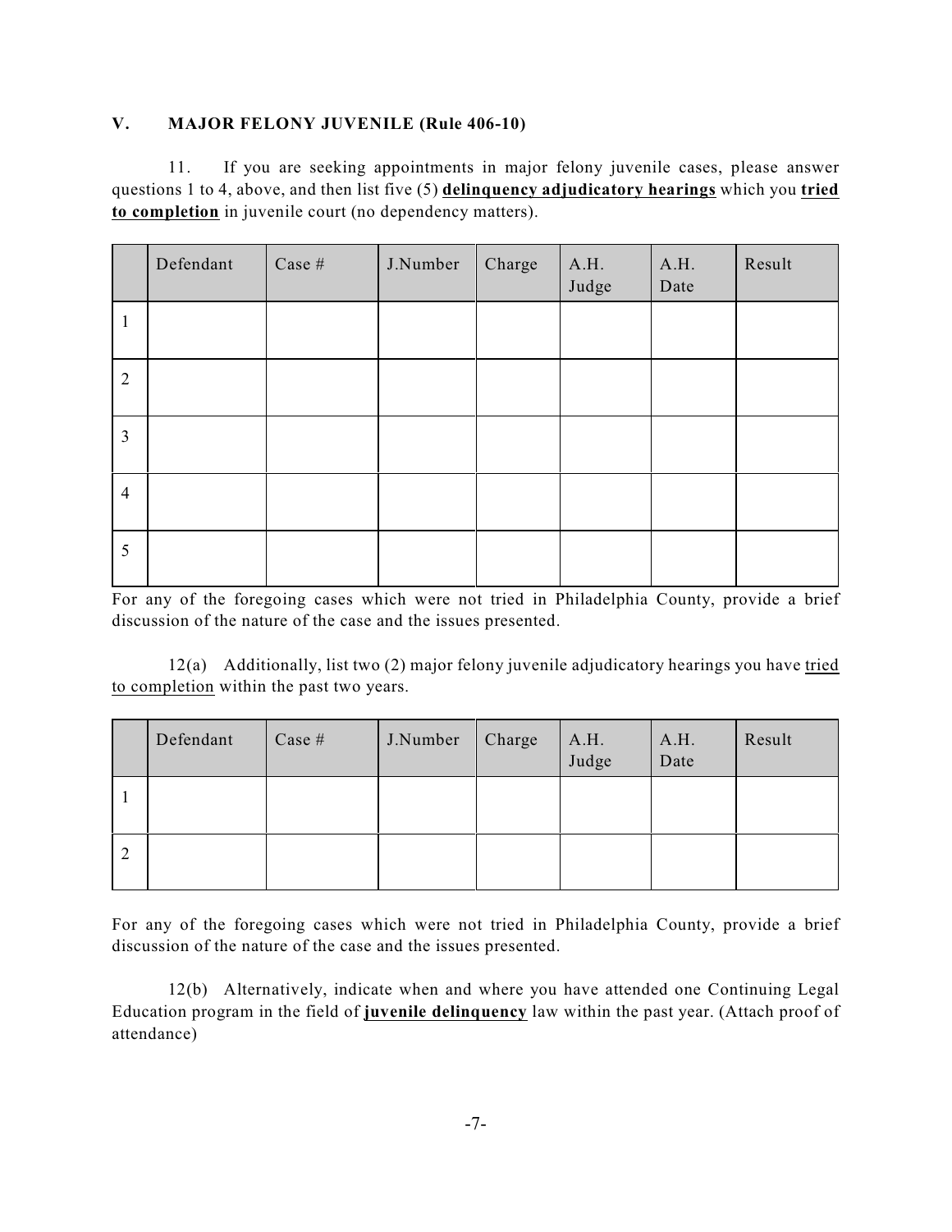## V. MAJOR FELONY JUVENILE (Rule 406-10)

11. If you are seeking appointments in major felony juvenile cases, please answer questions 1 to 4, above, and then list five (5) **<u>delinquency adjudicatory hearings</u>** which you **<u>tried to completion</u>** in juvenile court (no dependency matters).

| | Defendant | Case # | J.Number | Charge | A.H. Judge | A.H. Date | Result |
|---|---|---|---|---|---|---|---|
| 1 | | | | | | | |
| 2 | | | | | | | |
| 3 | | | | | | | |
| 4 | | | | | | | |
| 5 | | | | | | | |

For any of the foregoing cases which were not tried in Philadelphia County, provide a brief discussion of the nature of the case and the issues presented.

12(a) Additionally, list two (2) major felony juvenile adjudicatory hearings you have <u>tried to completion</u> within the past two years.

| | Defendant | Case # | J.Number | Charge | A.H. Judge | A.H. Date | Result |
|---|---|---|---|---|---|---|---|
| 1 | | | | | | | |
| 2 | | | | | | | |

For any of the foregoing cases which were not tried in Philadelphia County, provide a brief discussion of the nature of the case and the issues presented.

12(b) Alternatively, indicate when and where you have attended one Continuing Legal Education program in the field of **<u>juvenile delinquency</u>** law within the past year. (Attach proof of attendance)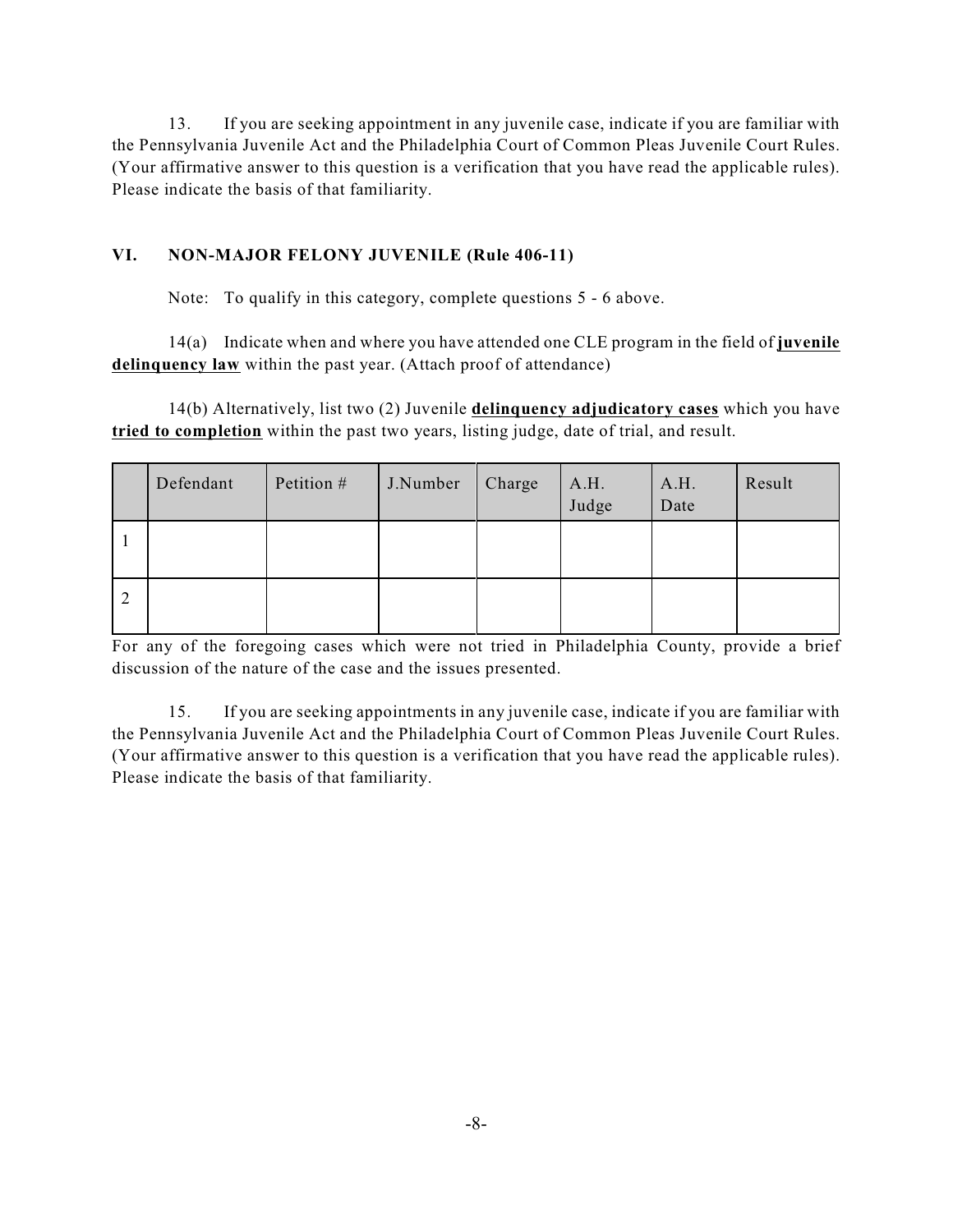13. If you are seeking appointment in any juvenile case, indicate if you are familiar with the Pennsylvania Juvenile Act and the Philadelphia Court of Common Pleas Juvenile Court Rules. (Your affirmative answer to this question is a verification that you have read the applicable rules). Please indicate the basis of that familiarity.

## VI. NON-MAJOR FELONY JUVENILE (Rule 406-11)

Note: To qualify in this category, complete questions 5 - 6 above.

14(a) Indicate when and where you have attended one CLE program in the field of **juvenile delinquency law** within the past year. (Attach proof of attendance)

14(b) Alternatively, list two (2) Juvenile **delinquency adjudicatory cases** which you have **tried to completion** within the past two years, listing judge, date of trial, and result.

| | Defendant | Petition # | J.Number | Charge | A.H. Judge | A.H. Date | Result |
|---|---|---|---|---|---|---|---|
| 1 | | | | | | | |
| 2 | | | | | | | |

For any of the foregoing cases which were not tried in Philadelphia County, provide a brief discussion of the nature of the case and the issues presented.

15. If you are seeking appointments in any juvenile case, indicate if you are familiar with the Pennsylvania Juvenile Act and the Philadelphia Court of Common Pleas Juvenile Court Rules. (Your affirmative answer to this question is a verification that you have read the applicable rules). Please indicate the basis of that familiarity.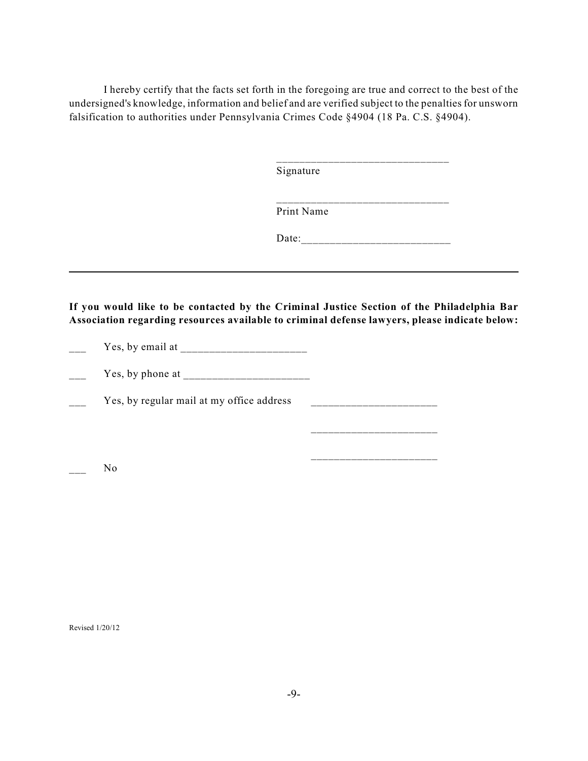I hereby certify that the facts set forth in the foregoing are true and correct to the best of the undersigned's knowledge, information and belief and are verified subject to the penalties for unsworn falsification to authorities under Pennsylvania Crimes Code §4904 (18 Pa. C.S. §4904).

______________________________
Signature

______________________________
Print Name

Date:__________________________

---

**If you would like to be contacted by the Criminal Justice Section of the Philadelphia Bar Association regarding resources available to criminal defense lawyers, please indicate below:**

___ Yes, by email at ______________________

___ Yes, by phone at ______________________

___ Yes, by regular mail at my office address ______________________

______________________

______________________

___ No

Revised 1/20/12